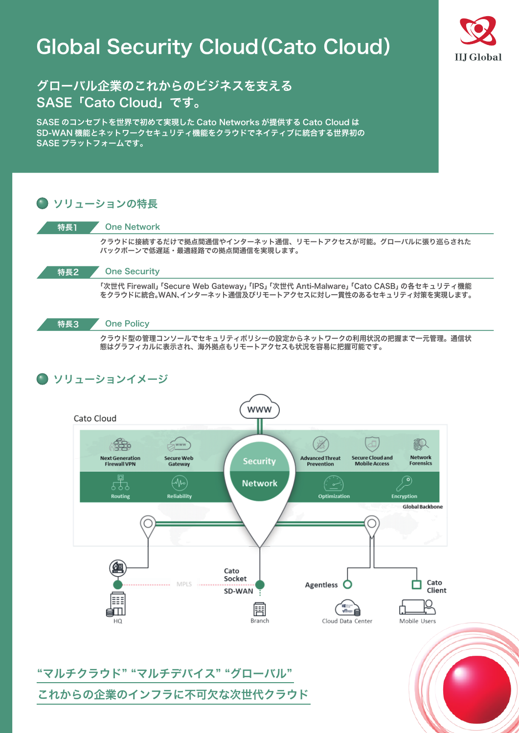# Global Security Cloud（Cato Cloud）

IIJ Global

## グローバル企業のこれからのビジネスを支える SASE「Cato Cloud」です。

SASE のコンセプトを世界で初めて実現した Cato Networks が提供する Cato Cloud は SD-WAN 機能とネットワークセキュリティ機能をクラウドでネイティブに統合する世界初の SASE プラットフォームです。

## ソリューションの特長

### 特長1 One Network

クラウドに接続するだけで拠点間通信やインターネット通信、リモートアクセスが可能。グローバルに張り巡らされたバックボーンで低遅延・最適経路での拠点間通信を実現します。

### 特長2 One Security

「次世代 Firewall」「Secure Web Gateway」「IPS」「次世代 Anti-Malware」「Cato CASB」の各セキュリティ機能をクラウドに統合。WAN、インターネット通信及びリモートアクセスに対し一貫性のあるセキュリティ対策を実現します。

### 特長3 One Policy

クラウド型の管理コンソールでセキュリティポリシーの設定からネットワークの利用状況の把握まで一元管理。通信状態はグラフィカルに表示され、海外拠点もリモートアクセスも状況を容易に把握可能です。

## ソリューションイメージ

Cato Cloud

WWW

Next Generation Firewall VPN / Secure Web Gateway / Security / Advanced Threat Prevention / Secure Cloud and Mobile Access / Network Forensics

Routing / Reliability / Network / Optimization / Encryption

Global Backbone

HQ — MPLS — Cato Socket SD-WAN — Branch

Agentless — Cloud Data Center

Cato Client — Mobile Users

“マルチクラウド” “マルチデバイス” “グローバル”

これからの企業のインフラに不可欠な次世代クラウド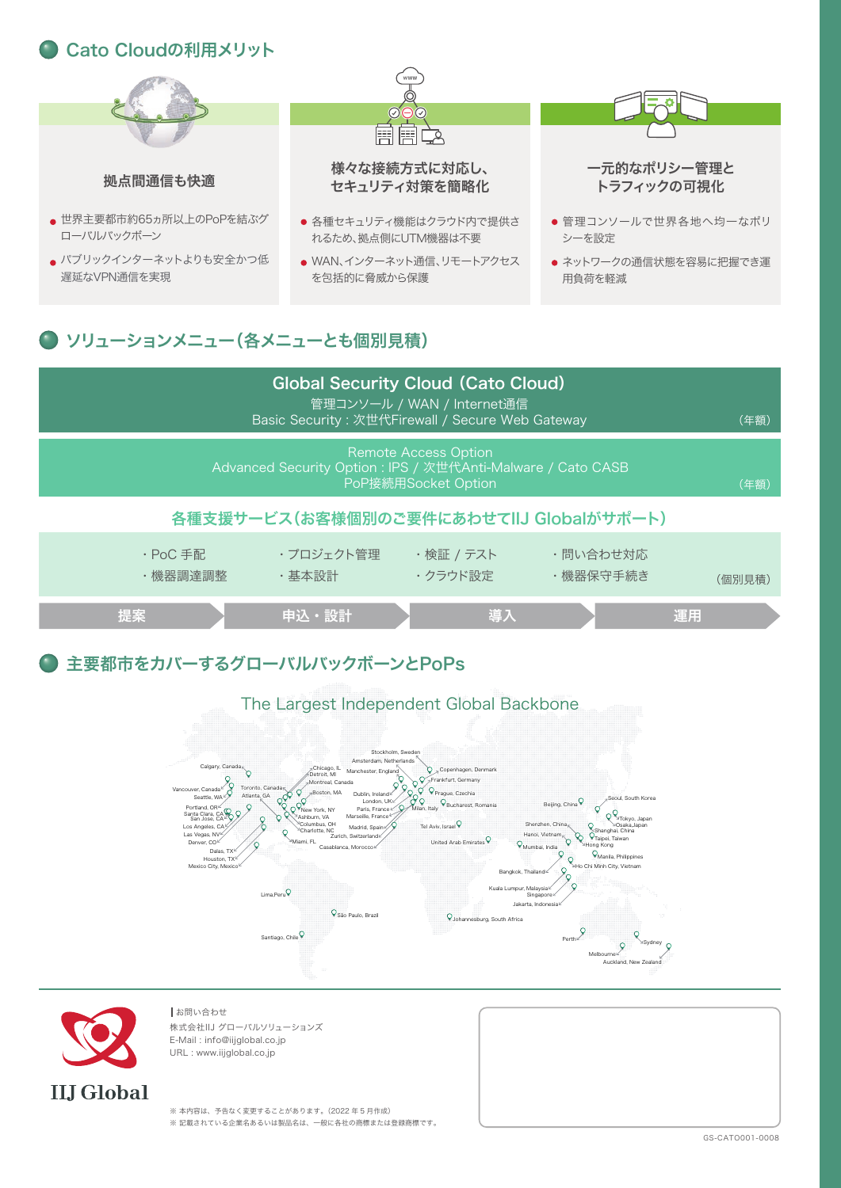## Cato Cloudの利用メリット

### 拠点間通信も快適

- 世界主要都市約65カ所以上のPoPを結ぶグローバルバックボーン
- パブリックインターネットよりも安全かつ低遅延なVPN通信を実現

### 様々な接続方式に対応し、セキュリティ対策を簡略化

- 各種セキュリティ機能はクラウド内で提供されるため、拠点側にUTM機器は不要
- WAN、インターネット通信、リモートアクセスを包括的に脅威から保護

### 一元的なポリシー管理とトラフィックの可視化

- 管理コンソールで世界各地へ均一なポリシーを設定
- ネットワークの通信状態を容易に把握でき運用負荷を軽減

## ソリューションメニュー（各メニューとも個別見積）

**Global Security Cloud（Cato Cloud）**
管理コンソール / WAN / Internet通信
Basic Security : 次世代Firewall / Secure Web Gateway
（年額）

Remote Access Option
Advanced Security Option : IPS / 次世代Anti-Malware / Cato CASB
PoP接続用Socket Option
（年額）

### 各種支援サービス（お客様個別のご要件にあわせてIIJ Globalがサポート）

| | | | |
|---|---|---|---|
| ・PoC 手配 | ・プロジェクト管理 | ・検証 / テスト | ・問い合わせ対応 |
| ・機器調達調整 | ・基本設計 | ・クラウド設定 | ・機器保守手続き |

（個別見積）

提案 → 申込・設計 → 導入 → 運用

## 主要都市をカバーするグローバルバックボーンとPoPs

The Largest Independent Global Backbone

Calgary, Canada
Vancouver, Canada
Seattle, WA
Portland, OR
Santa Clara, CA
San Jose, CA
Los Angeles, CA
Las Vegas, NV
Denver, CO
Dallas, TX
Houston, TX
Mexico City, Mexico
Toronto, Canada
Atlanta, GA
Chicago, IL
Detroit, MI
Montreal, Canada
Boston, MA
New York, NY
Ashburn, VA
Columbus, OH
Charlotte, NC
Miami, FL
Lima,Peru
São Paulo, Brazil
Santiago, Chile
Stockholm, Sweden
Amsterdam, Netherlands
Manchester, England
Copenhagen, Denmark
Frankfurt, Germany
Dublin, Ireland
London, UK
Prague, Czechia
Paris, France
Marseille, France
Milan, Italy
Bucharest, Romania
Madrid, Spain
Zurich, Switzerland
Casablanca, Morocco
Tel Aviv, Israel
United Arab Emirates
Johannesburg, South Africa
Mumbai, India
Beijing, China
Seoul, South Korea
Tokyo, Japan
Osaka,Japan
Shenzhen, China
Shanghai, China
Hanoi, Vietnam
Taipei, Taiwan
Hong Kong
Manila, Philippines
Ho Chi Minh City, Vietnam
Bangkok, Thailand
Kuala Lumpur, Malaysia
Singapore
Jakarta, Indonesia
Perth
Sydney
Melbourne
Auckland, New Zealand

IIJ Global

| お問い合わせ
株式会社IIJ グローバルソリューションズ
E-Mail : info@iijglobal.co.jp
URL : www.iijglobal.co.jp

※ 本内容は、予告なく変更することがあります。（2022 年 5 月作成）
※ 記載されている企業名あるいは製品名は、一般に各社の商標または登録商標です。

GS-CATO001-0008